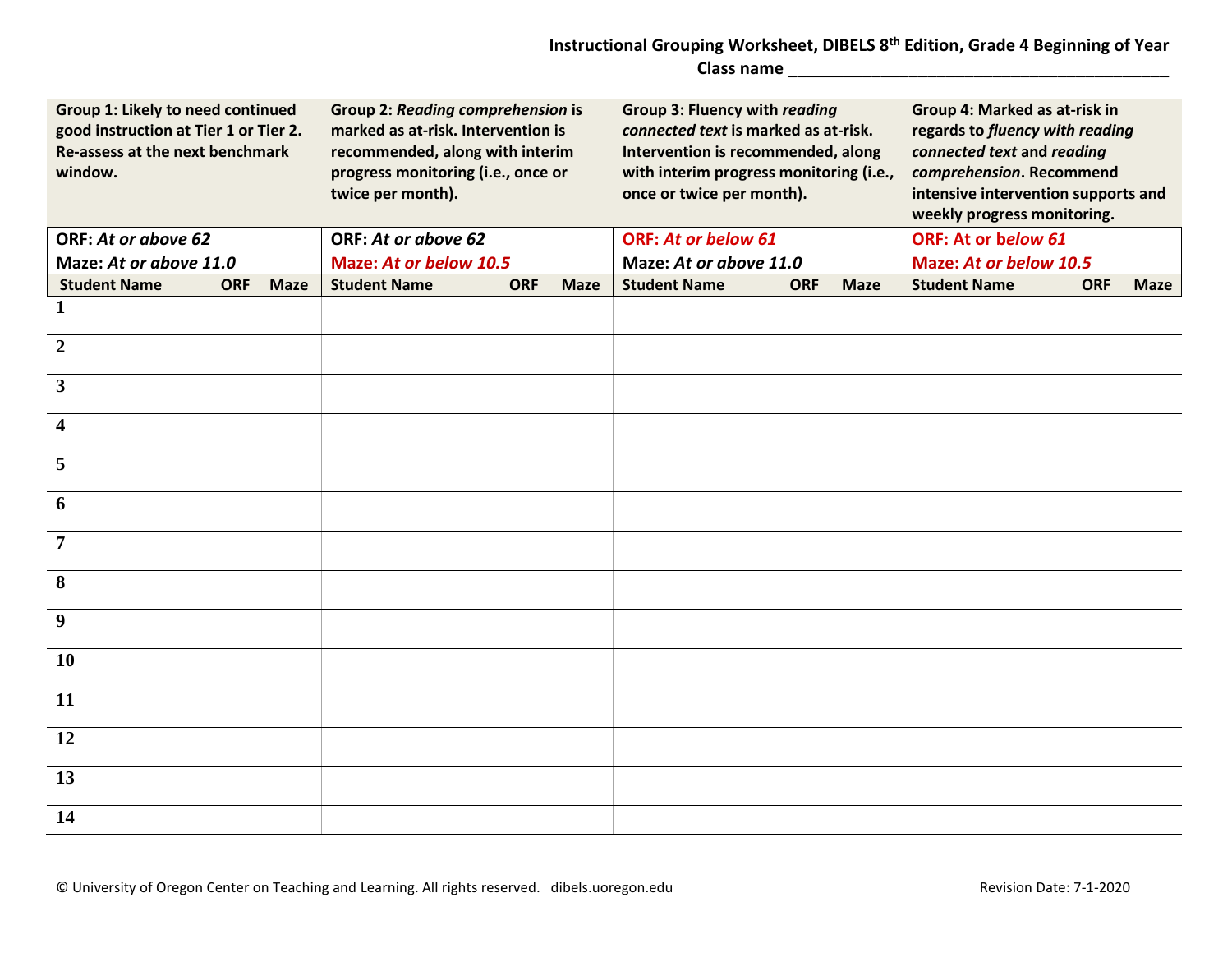# Instructional Grouping Worksheet, DIBELS 8th Edition, Grade 4 Beginning of Year

**Class name** ________________________________________

| **Group 1: Likely to need continued good instruction at Tier 1 or Tier 2. Re-assess at the next benchmark window.** | | | **Group 2:** ***Reading comprehension*** **is marked as at-risk. Intervention is recommended, along with interim progress monitoring (i.e., once or twice per month).** | | | **Group 3: Fluency with** ***reading connected text*** **is marked as at-risk. Intervention is recommended, along with interim progress monitoring (i.e., once or twice per month).** | | | **Group 4: Marked as at-risk in regards to** ***fluency with reading connected text*** **and** ***reading comprehension*****. Recommend intensive intervention supports and weekly progress monitoring.** | | |
|---|---|---|---|---|---|---|---|---|---|---|---|
| **ORF:** ***At or above 62*** | | | **ORF:** ***At or above 62*** | | | **ORF:** ***At or below 61*** | | | **ORF: At or** ***below 61*** | | |
| **Maze:** ***At or above 11.0*** | | | **Maze:** ***At or below 10.5*** | | | **Maze:** ***At or above 11.0*** | | | **Maze:** ***At or below 10.5*** | | |
| **Student Name** | **ORF** | **Maze** | **Student Name** | **ORF** | **Maze** | **Student Name** | **ORF** | **Maze** | **Student Name** | **ORF** | **Maze** |
| **1** | | | | | | | | | | | |
| **2** | | | | | | | | | | | |
| **3** | | | | | | | | | | | |
| **4** | | | | | | | | | | | |
| **5** | | | | | | | | | | | |
| **6** | | | | | | | | | | | |
| **7** | | | | | | | | | | | |
| **8** | | | | | | | | | | | |
| **9** | | | | | | | | | | | |
| **10** | | | | | | | | | | | |
| **11** | | | | | | | | | | | |
| **12** | | | | | | | | | | | |
| **13** | | | | | | | | | | | |
| **14** | | | | | | | | | | | |

© University of Oregon Center on Teaching and Learning. All rights reserved. dibels.uoregon.edu

Revision Date: 7-1-2020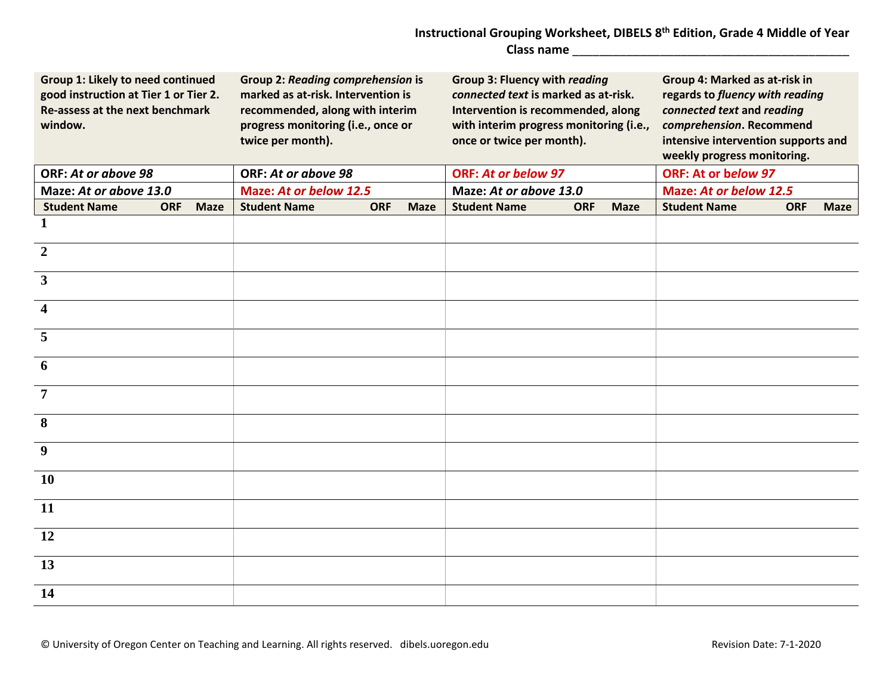**Instructional Grouping Worksheet, DIBELS 8th Edition, Grade 4 Middle of Year**

**Class name \_\_\_\_\_\_\_\_\_\_\_\_\_\_\_\_\_\_\_\_\_\_\_\_\_\_\_\_\_\_\_\_\_\_\_\_\_\_\_\_\_\_\_\_\_\_\_\_\_**

| **Group 1: Likely to need continued good instruction at Tier 1 or Tier 2. Re-assess at the next benchmark window.** | | | **Group 2: *Reading comprehension* is marked as at-risk. Intervention is recommended, along with interim progress monitoring (i.e., once or twice per month).** | | | **Group 3: Fluency with *reading connected text* is marked as at-risk. Intervention is recommended, along with interim progress monitoring (i.e., once or twice per month).** | | | **Group 4: Marked as at-risk in regards to *fluency with reading connected text* and *reading comprehension*. Recommend intensive intervention supports and weekly progress monitoring.** | | |
|---|---|---|---|---|---|---|---|---|---|---|---|
| **ORF: *At or above 98*** | | | **ORF: *At or above 98*** | | | **ORF: *At or below 97*** | | | **ORF: At or below 97** | | |
| **Maze: *At or above 13.0*** | | | **Maze: *At or below 12.5*** | | | **Maze: *At or above 13.0*** | | | **Maze: *At or below 12.5*** | | |
| **Student Name** | **ORF** | **Maze** | **Student Name** | **ORF** | **Maze** | **Student Name** | **ORF** | **Maze** | **Student Name** | **ORF** | **Maze** |
| **1** | | | | | | | | | | | |
| **2** | | | | | | | | | | | |
| **3** | | | | | | | | | | | |
| **4** | | | | | | | | | | | |
| **5** | | | | | | | | | | | |
| **6** | | | | | | | | | | | |
| **7** | | | | | | | | | | | |
| **8** | | | | | | | | | | | |
| **9** | | | | | | | | | | | |
| **10** | | | | | | | | | | | |
| **11** | | | | | | | | | | | |
| **12** | | | | | | | | | | | |
| **13** | | | | | | | | | | | |
| **14** | | | | | | | | | | | |

© University of Oregon Center on Teaching and Learning. All rights reserved. dibels.uoregon.edu

Revision Date: 7-1-2020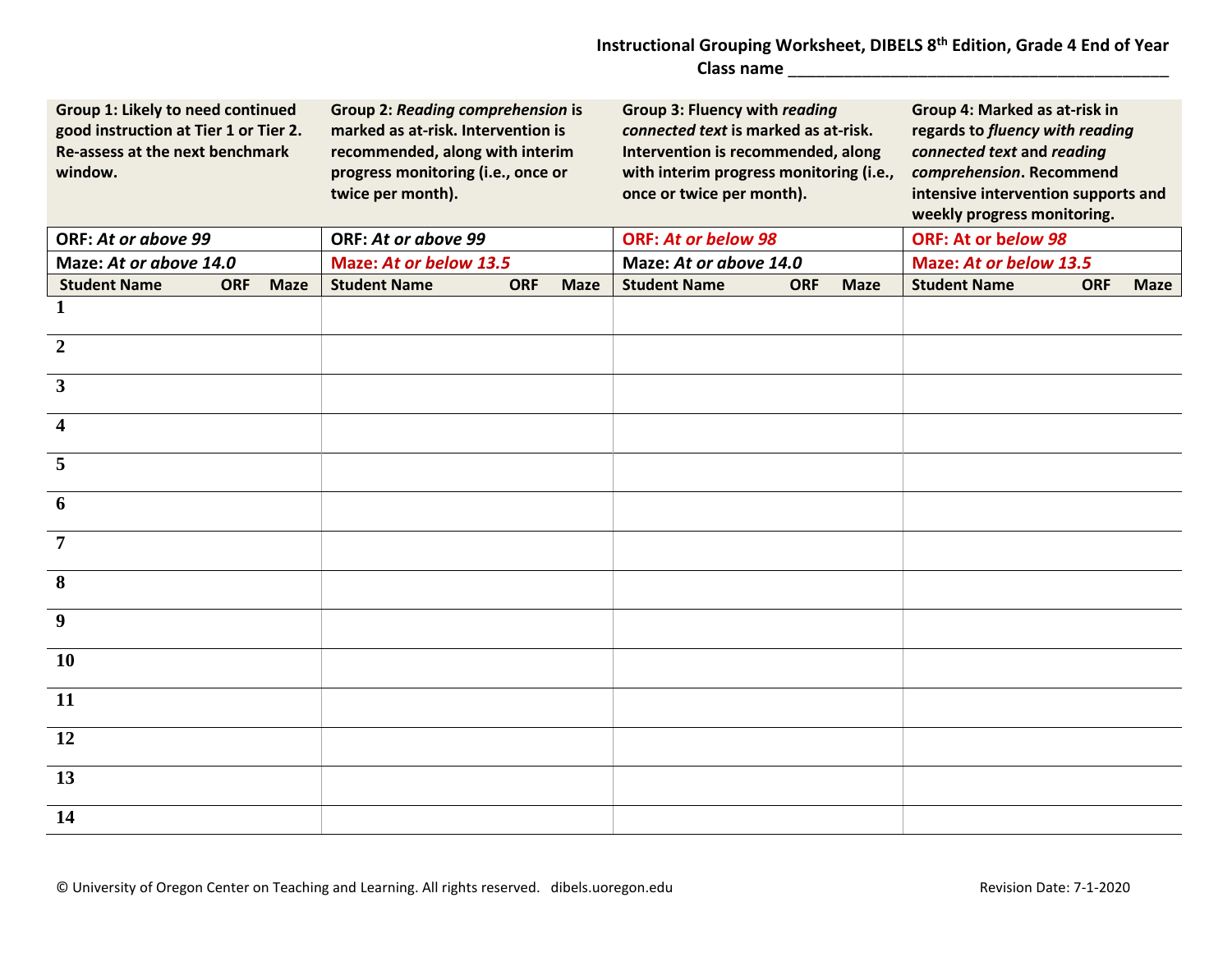**Instructional Grouping Worksheet, DIBELS 8th Edition, Grade 4 End of Year**
**Class name** ________________________________________

| **Group 1: Likely to need continued good instruction at Tier 1 or Tier 2. Re-assess at the next benchmark window.** | | | **Group 2: *Reading comprehension* is marked as at-risk. Intervention is recommended, along with interim progress monitoring (i.e., once or twice per month).** | | | **Group 3: Fluency with *reading connected text* is marked as at-risk. Intervention is recommended, along with interim progress monitoring (i.e., once or twice per month).** | | | **Group 4: Marked as at-risk in regards to *fluency with reading connected text* and *reading comprehension*. Recommend intensive intervention supports and weekly progress monitoring.** | | |
|---|---|---|---|---|---|---|---|---|---|---|---|
| **ORF: *At or above 99*** | | | **ORF: *At or above 99*** | | | **ORF: *At or below 98*** | | | **ORF: At or *below 98*** | | |
| **Maze: *At or above 14.0*** | | | **Maze: *At or below 13.5*** | | | **Maze: *At or above 14.0*** | | | **Maze: *At or below 13.5*** | | |
| **Student Name** | **ORF** | **Maze** | **Student Name** | **ORF** | **Maze** | **Student Name** | **ORF** | **Maze** | **Student Name** | **ORF** | **Maze** |
| **1** | | | | | | | | | | | |
| **2** | | | | | | | | | | | |
| **3** | | | | | | | | | | | |
| **4** | | | | | | | | | | | |
| **5** | | | | | | | | | | | |
| **6** | | | | | | | | | | | |
| **7** | | | | | | | | | | | |
| **8** | | | | | | | | | | | |
| **9** | | | | | | | | | | | |
| **10** | | | | | | | | | | | |
| **11** | | | | | | | | | | | |
| **12** | | | | | | | | | | | |
| **13** | | | | | | | | | | | |
| **14** | | | | | | | | | | | |

© University of Oregon Center on Teaching and Learning. All rights reserved. dibels.uoregon.edu

Revision Date: 7-1-2020